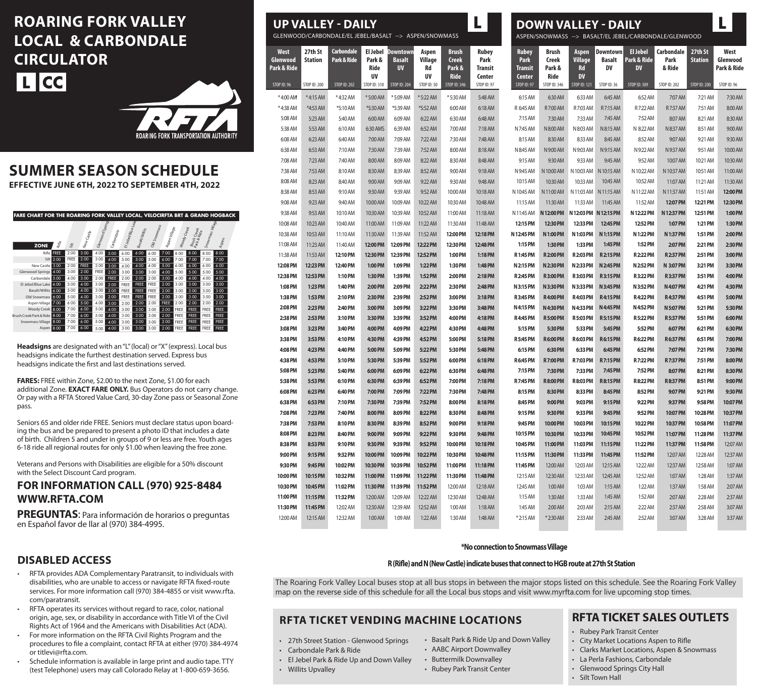# ROARING FORK VALLEY LOCAL & CARBONDALE CIRCULATOR

**L** **CC**

ROARING FORK TRANSPORTATION AUTHORITY

## SUMMER SEASON SCHEDULE

**EFFECTIVE JUNE 6TH, 2022 TO SEPTEMBER 4TH, 2022**

### FARE CHART FOR THE ROARING FORK VALLEY LOCAL, VELOCIRFTA BRT & GRAND HOGBACK

| ZONE | Rifle | Silt | New Castle | Glenwood Springs | Carbondale | El Jebel/Blue Lake | Basalt/Willits | Old Snowmass | Aspen Village | Woody Creek | Brush Creek Park & Ride | Snowmass Village | Aspen |
|---|---|---|---|---|---|---|---|---|---|---|---|---|---|
| Rifle | FREE | 2.00 | 3.00 | 4.00 | 5.00 | 6.00 | 6.00 | 6.00 | 7.00 | 8.00 | 8.00 | 8.00 | 8.00 |
| Silt | 2.00 | FREE | 2.00 | 3.00 | 4.00 | 5.00 | 5.00 | 5.00 | 6.00 | 7.00 | 7.00 | 7.00 | 7.00 |
| New Castle | 3.00 | 2.00 | FREE | 2.00 | 3.00 | 4.00 | 4.00 | 4.00 | 5.00 | 6.00 | 6.00 | 6.00 | 6.00 |
| Glenwood Springs | 4.00 | 3.00 | 2.00 | FREE | 2.00 | 3.00 | 3.00 | 3.00 | 4.00 | 5.00 | 5.00 | 5.00 | 5.00 |
| Carbondale | 5.00 | 4.00 | 3.00 | 2.00 | FREE | 2.00 | 2.00 | 2.00 | 3.00 | 4.00 | 4.00 | 4.00 | 4.00 |
| El Jebel/Blue Lake | 6.00 | 5.00 | 4.00 | 3.00 | 2.00 | FREE | FREE | FREE | 2.00 | 3.00 | 3.00 | 3.00 | 3.00 |
| Basalt/Willits | 6.00 | 5.00 | 4.00 | 3.00 | 2.00 | FREE | FREE | FREE | 2.00 | 3.00 | 3.00 | 3.00 | 3.00 |
| Old Snowmass | 6.00 | 5.00 | 4.00 | 3.00 | 2.00 | FREE | FREE | FREE | 2.00 | 3.00 | 3.00 | 3.00 | 3.00 |
| Aspen Village | 7.00 | 6.00 | 5.00 | 4.00 | 3.00 | 2.00 | 2.00 | 2.00 | FREE | 2.00 | 2.00 | 2.00 | 2.00 |
| Woody Creek | 8.00 | 7.00 | 6.00 | 5.00 | 4.00 | 3.00 | 3.00 | 3.00 | 2.00 | FREE | FREE | FREE | FREE |
| Brush Creek Park & Ride | 8.00 | 7.00 | 6.00 | 5.00 | 4.00 | 3.00 | 3.00 | 3.00 | 2.00 | FREE | FREE | FREE | FREE |
| Snowmass Village | 8.00 | 7.00 | 6.00 | 5.00 | 4.00 | 3.00 | 3.00 | 3.00 | 2.00 | FREE | FREE | FREE | FREE |
| Aspen | 8.00 | 7.00 | 6.00 | 5.00 | 4.00 | 3.00 | 3.00 | 3.00 | 2.00 | FREE | FREE | FREE | FREE |

**Headsigns** are designated with an "L" (local) or "X" (express). Local bus headsigns indicate the furthest destination served. Express bus headsigns indicate the first and last destinations served.

**FARES:** FREE within Zone, $2.00 to the next Zone, $1.00 for each additional Zone. **EXACT FARE ONLY.** Bus Operators do not carry change. Or pay with a RFTA Stored Value Card, 30-day Zone pass or Seasonal Zone pass.

Seniors 65 and older ride FREE. Seniors must declare status upon boarding the bus and be prepared to present a photo ID that includes a date of birth. Children 5 and under in groups of 9 or less are free. Youth ages 6-18 ride all regional routes for only $1.00 when leaving the free zone.

Veterans and Persons with Disabilities are eligible for a 50% discount with the Select Discount Card program.

### FOR INFORMATION CALL (970) 925-8484 WWW.RFTA.COM

**PREGUNTAS**: Para información de horarios o preguntas en Español favor de llar al (970) 384-4995.

## DISABLED ACCESS

- RFTA provides ADA Complementary Paratransit, to individuals with disabilities, who are unable to access or navigate RFTA fixed-route services. For more information call (970) 384-4855 or visit www.rfta.com/paratransit.
- RFTA operates its services without regard to race, color, national origin, age, sex, or disability in accordance with Title VI of the Civil Rights Act of 1964 and the Americans with Disabilities Act (ADA).
- For more information on the RFTA Civil Rights Program and the procedures to file a complaint, contact RFTA at either (970) 384-4974 or titlevi@rfta.com.
- Schedule information is available in large print and audio tape. TTY (test Telephone) users may call Colorado Relay at 1-800-659-3656.

## UP VALLEY - DAILY (L)

GLENWOOD/CARBONDALE/EL JEBEL/BASALT --> ASPEN/SNOWMASS

| West Glenwood Park & Ride (STOP ID: 96) | 27th St Station (STOP ID: 200) | Carbondale Park & Ride (STOP ID: 202) | El Jebel Park & Ride UV (STOP ID: 310) | Downtown Basalt UV (STOP ID: 204) | Aspen Village Rd UV (STOP ID: 50) | Brush Creek Park & Ride (STOP ID: 346) | Rubey Park Transit Center (STOP ID: 97) |
|---|---|---|---|---|---|---|---|
| *4:00 AM | *4:15 AM | *4:32 AM | *5:00 AM | *5:09 AM | *5:22 AM | *5:30 AM | 5:48 AM |
| *4:38 AM | *4:53 AM | *5:10 AM | *5:30 AM | *5:39 AM | *5:52 AM | 6:00 AM | 6:18 AM |
| 5:08 AM | 5:23 AM | 5:40 AM | 6:00 AM | 6:09 AM | 6:22 AM | 6:30 AM | 6:48 AM |
| 5:38 AM | 5:53 AM | 6:10 AM | 6:30 AMS | 6:39 AM | 6:52 AM | 7:00 AM | 7:18 AM |
| 6:08 AM | 6:23 AM | 6:40 AM | 7:00 AM | 7:09 AM | 7:22 AM | 7:30 AM | 7:48 AM |
| 6:38 AM | 6:53 AM | 7:10 AM | 7:30 AM | 7:39 AM | 7:52 AM | 8:00 AM | 8:18 AM |
| 7:08 AM | 7:23 AM | 7:40 AM | 8:00 AM | 8:09 AM | 8:22 AM | 8:30 AM | 8:48 AM |
| 7:38 AM | 7:53 AM | 8:10 AM | 8:30 AM | 8:39 AM | 8:52 AM | 9:00 AM | 9:18 AM |
| 8:08 AM | 8:23 AM | 8:40 AM | 9:00 AM | 9:09 AM | 9:22 AM | 9:30 AM | 9:48 AM |
| 8:38 AM | 8:53 AM | 9:10 AM | 9:30 AM | 9:39 AM | 9:52 AM | 10:00 AM | 10:18 AM |
| 9:08 AM | 9:23 AM | 9:40 AM | 10:00 AM | 10:09 AM | 10:22 AM | 10:30 AM | 10:48 AM |
| 9:38 AM | 9:53 AM | 10:10 AM | 10:30 AM | 10:39 AM | 10:52 AM | 11:00 AM | 11:18 AM |
| 10:08 AM | 10:23 AM | 10:40 AM | 11:00 AM | 11:09 AM | 11:22 AM | 11:30 AM | 11:48 AM |
| 10:38 AM | 10:53 AM | 11:10 AM | 11:30 AM | 11:39 AM | 11:52 AM | **12:00 PM** | **12:18 PM** |
| 11:08 AM | 11:23 AM | 11:40 AM | **12:00 PM** | **12:09 PM** | **12:22 PM** | **12:30 PM** | **12:48 PM** |
| 11:38 AM | 11:53 AM | **12:10 PM** | **12:30 PM** | **12:39 PM** | **12:52 PM** | **1:00 PM** | **1:18 PM** |
| **12:08 PM** | **12:23 PM** | **12:40 PM** | **1:00 PM** | **1:09 PM** | **1:22 PM** | **1:30 PM** | **1:48 PM** |
| **12:38 PM** | **12:53 PM** | **1:10 PM** | **1:30 PM** | **1:39 PM** | **1:52 PM** | **2:00 PM** | **2:18 PM** |
| **1:08 PM** | **1:23 PM** | **1:40 PM** | **2:00 PM** | **2:09 PM** | **2:22 PM** | **2:30 PM** | **2:48 PM** |
| **1:38 PM** | **1:53 PM** | **2:10 PM** | **2:30 PM** | **2:39 PM** | **2:52 PM** | **3:00 PM** | **3:18 PM** |
| **2:08 PM** | **2:23 PM** | **2:40 PM** | **3:00 PM** | **3:09 PM** | **3:22 PM** | **3:30 PM** | **3:48 PM** |
| **2:38 PM** | **2:53 PM** | **3:10 PM** | **3:30 PM** | **3:39 PM** | **3:52 PM** | **4:00 PM** | **4:18 PM** |
| **3:08 PM** | **3:23 PM** | **3:40 PM** | **4:00 PM** | **4:09 PM** | **4:22 PM** | **4:30 PM** | **4:48 PM** |
| **3:38 PM** | **3:53 PM** | **4:10 PM** | **4:30 PM** | **4:39 PM** | **4:52 PM** | **5:00 PM** | **5:18 PM** |
| **4:08 PM** | **4:23 PM** | **4:40 PM** | **5:00 PM** | **5:09 PM** | **5:22 PM** | **5:30 PM** | **5:48 PM** |
| **4:38 PM** | **4:53 PM** | **5:10 PM** | **5:30 PM** | **5:39 PM** | **5:52 PM** | **6:00 PM** | **6:18 PM** |
| **5:08 PM** | **5:23 PM** | **5:40 PM** | **6:00 PM** | **6:09 PM** | **6:22 PM** | **6:30 PM** | **6:48 PM** |
| **5:38 PM** | **5:53 PM** | **6:10 PM** | **6:30 PM** | **6:39 PM** | **6:52 PM** | **7:00 PM** | **7:18 PM** |
| **6:08 PM** | **6:23 PM** | **6:40 PM** | **7:00 PM** | **7:09 PM** | **7:22 PM** | **7:30 PM** | **7:48 PM** |
| **6:38 PM** | **6:53 PM** | **7:10 PM** | **7:30 PM** | **7:39 PM** | **7:52 PM** | **8:00 PM** | **8:18 PM** |
| **7:08 PM** | **7:23 PM** | **7:40 PM** | **8:00 PM** | **8:09 PM** | **8:22 PM** | **8:30 PM** | **8:48 PM** |
| **7:38 PM** | **7:53 PM** | **8:10 PM** | **8:30 PM** | **8:39 PM** | **8:52 PM** | **9:00 PM** | **9:18 PM** |
| **8:08 PM** | **8:23 PM** | **8:40 PM** | **9:00 PM** | **9:09 PM** | **9:22 PM** | **9:30 PM** | **9:48 PM** |
| **8:38 PM** | **8:53 PM** | **9:10 PM** | **9:30 PM** | **9:39 PM** | **9:52 PM** | **10:00 PM** | **10:18 PM** |
| **9:00 PM** | **9:15 PM** | **9:32 PM** | **10:00 PM** | **10:09 PM** | **10:22 PM** | **10:30 PM** | **10:48 PM** |
| **9:30 PM** | **9:45 PM** | **10:02 PM** | **10:30 PM** | **10:39 PM** | **10:52 PM** | **11:00 PM** | **11:18 PM** |
| **10:00 PM** | **10:15 PM** | **10:32 PM** | **11:00 PM** | **11:09 PM** | **11:22 PM** | **11:30 PM** | **11:48 PM** |
| **10:30 PM** | **10:45 PM** | **11:02 PM** | **11:30 PM** | **11:39 PM** | **11:52 PM** | 12:00 AM | 12:18 AM |
| **11:00 PM** | **11:15 PM** | **11:32 PM** | 12:00 AM | 12:09 AM | 12:22 AM | 12:30 AM | 12:48 AM |
| **11:30 PM** | **11:45 PM** | 12:02 AM | 12:30 AM | 12:39 AM | 12:52 AM | 1:00 AM | 1:18 AM |
| 12:00 AM | 12:15 AM | 12:32 AM | 1:00 AM | 1:09 AM | 1:22 AM | 1:30 AM | 1:48 AM |

## DOWN VALLEY - DAILY (L)

ASPEN/SNOWMASS --> BASALT/EL JEBEL/CARBONDALE/GLENWOOD

| Rubey Park Transit Center (STOP ID: 97) | Brush Creek Park & Ride (STOP ID: 346) | Aspen Village Rd DV (STOP ID: 121) | Downtown Basalt DV (STOP ID: 36) | El Jebel Park & Ride DV (STOP ID: 309) | Carbondale Park & Ride (STOP ID: 202) | 27th St Station (STOP ID: 200) | West Glenwood Park & Ride (STOP ID: 96) |
|---|---|---|---|---|---|---|---|
| 6:15 AM | 6:30 AM | 6:33 AM | 6:45 AM | 6:52 AM | 7:07 AM | 7:21 AM | 7:30 AM |
| R 6:45 AM | R 7:00 AM | R 7:03 AM | R 7:15 AM | R 7:22 AM | R 7:37 AM | 7:51 AM | 8:00 AM |
| 7:15 AM | 7:30 AM | 7:33 AM | 7:45 AM | 7:52 AM | 8:07 AM | 8:21 AM | 8:30 AM |
| N 7:45 AM | N 8:00 AM | N 8:03 AM | N 8:15 AM | N 8:22 AM | N 8:37 AM | 8:51 AM | 9:00 AM |
| 8:15 AM | 8:30 AM | 8:33 AM | 8:45 AM | 8:52 AM | 9:07 AM | 9:21 AM | 9:30 AM |
| N 8:45 AM | N 9:00 AM | N 9:03 AM | N 9:15 AM | N 9:22 AM | N 9:37 AM | 9:51 AM | 10:00 AM |
| 9:15 AM | 9:30 AM | 9:33 AM | 9:45 AM | 9:52 AM | 10:07 AM | 10:21 AM | 10:30 AM |
| N 9:45 AM | N 10:00 AM | N 10:03 AM | N 10:15 AM | N 10:22 AM | N 10:37 AM | 10:51 AM | 11:00 AM |
| 10:15 AM | 10:30 AM | 10:33 AM | 10:45 AM | 10:52 AM | 11:07 AM | 11:21 AM | 11:30 AM |
| N 10:45 AM | N 11:00 AM | N 11:03 AM | N 11:15 AM | N 11:22 AM | N 11:37 AM | 11:51 AM | **12:00 PM** |
| 11:15 AM | 11:30 AM | 11:33 AM | 11:45 AM | 11:52 AM | **12:07 PM** | **12:21 PM** | **12:30 PM** |
| N 11:45 AM | **N 12:00 PM** | **N 12:03 PM** | **N 12:15 PM** | **N 12:22 PM** | **N 12:37 PM** | **12:51 PM** | **1:00 PM** |
| **12:15 PM** | **12:30 PM** | **12:33 PM** | **12:45 PM** | **12:52 PM** | **1:07 PM** | **1:21 PM** | **1:30 PM** |
| **N 12:45 PM** | **N 1:00 PM** | **N 1:03 PM** | **N 1:15 PM** | **N 1:22 PM** | **N 1:37 PM** | **1:51 PM** | **2:00 PM** |
| **1:15 PM** | **1:30 PM** | **1:33 PM** | **1:45 PM** | **1:52 PM** | **2:07 PM** | **2:21 PM** | **2:30 PM** |
| **R 1:45 PM** | **R 2:00 PM** | **R 2:03 PM** | **R 2:15 PM** | **R 2:22 PM** | **R 2:37 PM** | **2:51 PM** | **3:00 PM** |
| **N 2:15 PM** | **N 2:30 PM** | **N 2:33 PM** | **N 2:45 PM** | **N 2:52 PM** | **N 3:07 PM** | **3:21 PM** | **3:30 PM** |
| **R 2:45 PM** | **R 3:00 PM** | **R 3:03 PM** | **R 3:15 PM** | **R 3:22 PM** | **R 3:37 PM** | **3:51 PM** | **4:00 PM** |
| **N 3:15 PM** | **N 3:30 PM** | **N 3:33 PM** | **N 3:45 PM** | **N 3:52 PM** | **N 4:07 PM** | **4:21 PM** | **4:30 PM** |
| **R 3:45 PM** | **R 4:00 PM** | **R 4:03 PM** | **R 4:15 PM** | **R 4:22 PM** | **R 4:37 PM** | **4:51 PM** | **5:00 PM** |
| **N 4:15 PM** | **N 4:30 PM** | **N 4:33 PM** | **N 4:45 PM** | **N 4:52 PM** | **N 5:07 PM** | **5:21 PM** | **5:30 PM** |
| **R 4:45 PM** | **R 5:00 PM** | **R 5:03 PM** | **R 5:15 PM** | **R 5:22 PM** | **R 5:37 PM** | **5:51 PM** | **6:00 PM** |
| **5:15 PM** | **5:30 PM** | **5:33 PM** | **5:45 PM** | **5:52 PM** | **6:07 PM** | **6:21 PM** | **6:30 PM** |
| **R 5:45 PM** | **R 6:00 PM** | **R 6:03 PM** | **R 6:15 PM** | **R 6:22 PM** | **R 6:37 PM** | **6:51 PM** | **7:00 PM** |
| **6:15 PM** | **6:30 PM** | **6:33 PM** | **6:45 PM** | **6:52 PM** | **7:07 PM** | **7:21 PM** | **7:30 PM** |
| **R 6:45 PM** | **R 7:00 PM** | **R 7:03 PM** | **R 7:15 PM** | **R 7:22 PM** | **R 7:37 PM** | **7:51 PM** | **8:00 PM** |
| **7:15 PM** | **7:30 PM** | **7:33 PM** | **7:45 PM** | **7:52 PM** | **8:07 PM** | **8:21 PM** | **8:30 PM** |
| **R 7:45 PM** | **R 8:00 PM** | **R 8:03 PM** | **R 8:15 PM** | **R 8:22 PM** | **R 8:37 PM** | **8:51 PM** | **9:00 PM** |
| **8:15 PM** | **8:30 PM** | **8:33 PM** | **8:45 PM** | **8:52 PM** | **9:07 PM** | **9:21 PM** | **9:30 PM** |
| **8:45 PM** | **9:00 PM** | **9:03 PM** | **9:15 PM** | **9:22 PM** | **9:37 PM** | **9:58 PM** | **10:07 PM** |
| **9:15 PM** | **9:30 PM** | **9:33 PM** | **9:45 PM** | **9:52 PM** | **10:07 PM** | **10:28 PM** | **10:37 PM** |
| **9:45 PM** | **10:00 PM** | **10:03 PM** | **10:15 PM** | **10:22 PM** | **10:37 PM** | **10:58 PM** | **11:07 PM** |
| **10:15 PM** | **10:30 PM** | **10:33 PM** | **10:45 PM** | **10:52 PM** | **11:07 PM** | **11:28 PM** | **11:37 PM** |
| **10:45 PM** | **11:00 PM** | **11:03 PM** | **11:15 PM** | **11:22 PM** | **11:37 PM** | **11:58 PM** | 12:07 AM |
| **11:15 PM** | **11:30 PM** | **11:33 PM** | **11:45 PM** | **11:52 PM** | 12:07 AM | 12:28 AM | 12:37 AM |
| **11:45 PM** | 12:00 AM | 12:03 AM | 12:15 AM | 12:22 AM | 12:37 AM | 12:58 AM | 1:07 AM |
| 12:15 AM | 12:30 AM | 12:33 AM | 12:45 AM | 12:52 AM | 1:07 AM | 1:28 AM | 1:37 AM |
| 12:45 AM | 1:00 AM | 1:03 AM | 1:15 AM | 1:22 AM | 1:37 AM | 1:58 AM | 2:07 AM |
| 1:15 AM | 1:30 AM | 1:33 AM | 1:45 AM | 1:52 AM | 2:07 AM | 2:28 AM | 2:37 AM |
| 1:45 AM | 2:00 AM | 2:03 AM | 2:15 AM | 2:22 AM | 2:37 AM | 2:58 AM | 3:07 AM |
| *2:15 AM | *2:30 AM | 2:33 AM | 2:45 AM | 2:52 AM | 3:07 AM | 3:28 AM | 3:37 AM |

**\*No connection to Snowmass Village**

**R (Rifle) and N (New Castle) indicate buses that connect to HGB route at 27th St Station**

The Roaring Fork Valley Local buses stop at all bus stops in between the major stops listed on this schedule. See the Roaring Fork Valley map on the reverse side of this schedule for all the Local bus stops and visit www.myrfta.com for live upcoming stop times.

## RFTA TICKET VENDING MACHINE LOCATIONS

- 27th Street Station - Glenwood Springs
- Carbondale Park & Ride
- El Jebel Park & Ride Up and Down Valley
- Willits Upvalley
- Basalt Park & Ride Up and Down Valley
- AABC Airport Downvalley
- Buttermilk Downvalley
- Rubey Park Transit Center

## RFTA TICKET SALES OUTLETS

- Rubey Park Transit Center
- City Market Locations Aspen to Rifle
- Clarks Market Locations, Aspen & Snowmass
- La Perla Fashions, Carbondale
- Glenwood Springs City Hall
- Silt Town Hall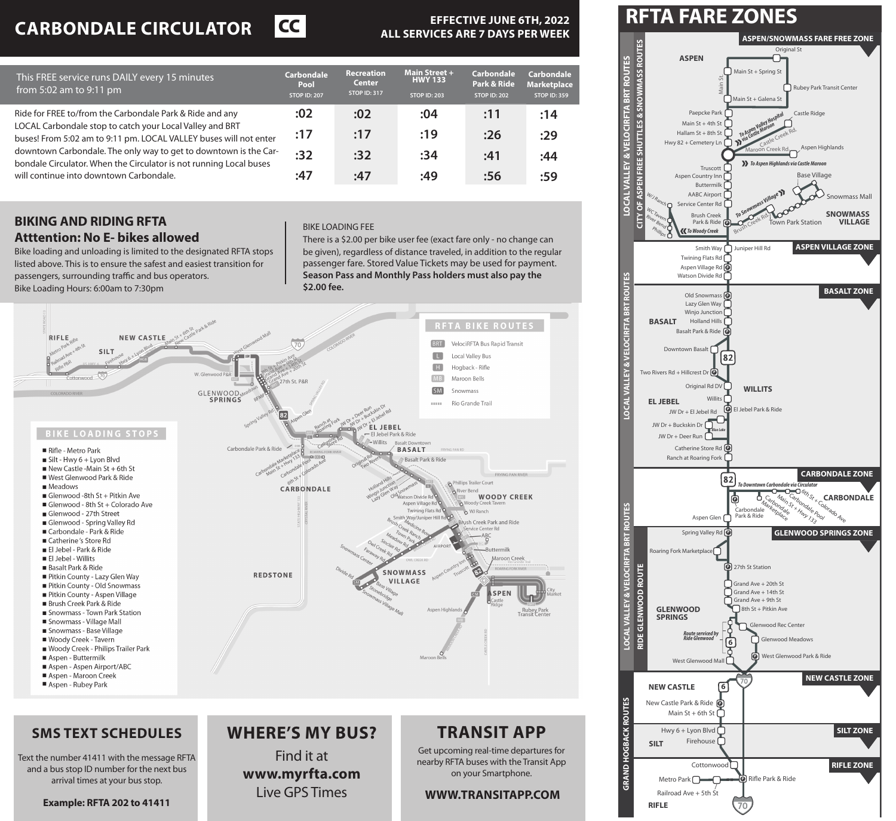# CARBONDALE CIRCULATOR

CC

**EFFECTIVE JUNE 6TH, 2022**
**ALL SERVICES ARE 7 DAYS PER WEEK**

| This FREE service runs DAILY every 15 minutes from 5:02 am to 9:11 pm | Carbondale Pool STOP ID: 207 | Recreation Center STOP ID: 317 | Main Street + HWY 133 STOP ID: 203 | Carbondale Park & Ride STOP ID: 202 | Carbondale Marketplace STOP ID: 359 |
|---|---|---|---|---|---|
| Ride for FREE to/from the Carbondale Park & Ride and any LOCAL Carbondale stop to catch your Local Valley and BRT buses! From 5:02 am to 9:11 pm. LOCAL VALLEY buses will not enter downtown Carbondale. The only way to get to downtown is the Carbondale Circulator. When the Circulator is not running Local buses will continue into downtown Carbondale. | :02 | :02 | :04 | :11 | :14 |
| | :17 | :17 | :19 | :26 | :29 |
| | :32 | :32 | :34 | :41 | :44 |
| | :47 | :47 | :49 | :56 | :59 |

## BIKING AND RIDING RFTA

### Atttention: No E- bikes allowed

Bike loading and unloading is limited to the designated RFTA stops listed above. This is to ensure the safest and easiest transition for passengers, surrounding traffic and bus operators.
Bike Loading Hours: 6:00am to 7:30pm

BIKE LOADING FEE

There is a $2.00 per bike user fee (exact fare only - no change can be given), regardless of distance traveled, in addition to the regular passenger fare. Stored Value Tickets may be used for payment. **Season Pass and Monthly Pass holders must also pay the $2.00 fee.**

### RFTA BIKE ROUTES

- BRT VelociRFTA Bus Rapid Transit
- L Local Valley Bus
- H Hogback - Rifle
- MB Maroon Bells
- SM Snowmass
- Rio Grande Trail

### BIKE LOADING STOPS

- Rifle - Metro Park
- Silt - Hwy 6 + Lyon Blvd
- New Castle -Main St + 6th St
- West Glenwood Park & Ride
- Meadows
- Glenwood -8th St + Pitkin Ave
- Glenwood - 8th St + Colorado Ave
- Glenwood - 27th Street
- Glenwood - Spring Valley Rd
- Carbondale - Park & Ride
- Catherine's Store Rd
- El Jebel - Park & Ride
- El Jebel - Willits
- Basalt Park & Ride
- Pitkin County - Lazy Glen Way
- Pitkin County - Old Snowmass
- Pitkin County - Aspen Village
- Brush Creek Park & Ride
- Snowmass - Town Park Station
- Snowmass - Village Mall
- Snowmass - Base Village
- Woody Creek - Tavern
- Woody Creek - Philips Trailer Park
- Aspen - Buttermilk
- Aspen - Aspen Airport/ABC
- Aspen - Maroon Creek
- Aspen - Rubey Park

## SMS TEXT SCHEDULES

Text the number 41411 with the message RFTA and a bus stop ID number for the next bus arrival times at your bus stop.

**Example: RFTA 202 to 41411**

## WHERE'S MY BUS?

Find it at
**www.myrfta.com**
Live GPS Times

## TRANSIT APP

Get upcoming real-time departures for nearby RFTA buses with the Transit App on your Smartphone.

**WWW.TRANSITAPP.COM**

# RFTA FARE ZONES

**ASPEN/SNOWMASS FARE FREE ZONE**
ASPEN: Original St, Main St + Spring St, Rubey Park Transit Center, Main St + Galena St, Paepcke Park, Castle Ridge, Main St + 4th St, Hallam St + 8th St, Hwy 82 + Cemetery Ln, To Aspen Valley Hospital via Castle Maroon, Aspen Highlands, To Aspen Highlands via Castle Maroon, Truscott, Aspen Country Inn, Buttermilk, AABC Airport, Service Center Rd, Brush Creek Park & Ride, W/J Ranch, WC Tavern, River Bend, Phillips, To Woody Creek, To Snowmass Village, Base Village, Snowmass Mall, Town Park Station — SNOWMASS VILLAGE

**ASPEN VILLAGE ZONE**
Smith Way, Juniper Hill Rd, Twining Flats Rd, Aspen Village Rd, Watson Divide Rd

**BASALT ZONE**
Old Snowmass, Lazy Glen Way, Winjo Junction, Holland Hills, Basalt Park & Ride, Downtown Basalt, Two Rivers Rd + Hillcrest Dr, Original Rd DV, Willits, El Jebel Park & Ride, JW Dr + El Jebel Rd, JW Dr + Buckskin Dr, JW Dr + Deer Run, Catherine Store Rd, Ranch at Roaring Fork

**CARBONDALE ZONE**
To Downtown Carbondale via Circulator: Carbondale Park & Ride, Carbondale Marketplace, Main St + Hwy 133, Carbondale Pool, 6th St + Colorado Ave, Aspen Glen

**GLENWOOD SPRINGS ZONE**
Spring Valley Rd, Roaring Fork Marketplace, 27th St Station, Grand Ave + 20th St, Grand Ave + 14th St, Grand Ave + 9th St, 8th St + Pitkin Ave, Glenwood Rec Center, Route serviced by Ride Glenwood, Glenwood Meadows, West Glenwood Park & Ride, West Glenwood Mall

**NEW CASTLE ZONE**
New Castle Park & Ride, Main St + 6th St

**SILT ZONE**
Hwy 6 + Lyon Blvd, Firehouse

**RIFLE ZONE**
Cottonwood, Metro Park, Rifle Park & Ride, Railroad Ave + 5th St

LOCAL VALLEY & VELOCIRFTA BRT ROUTES / CITY OF ASPEN FREE SHUTTLES & SNOWMASS ROUTES / RIDE GLENWOOD ROUTE / GRAND HOGBACK ROUTES